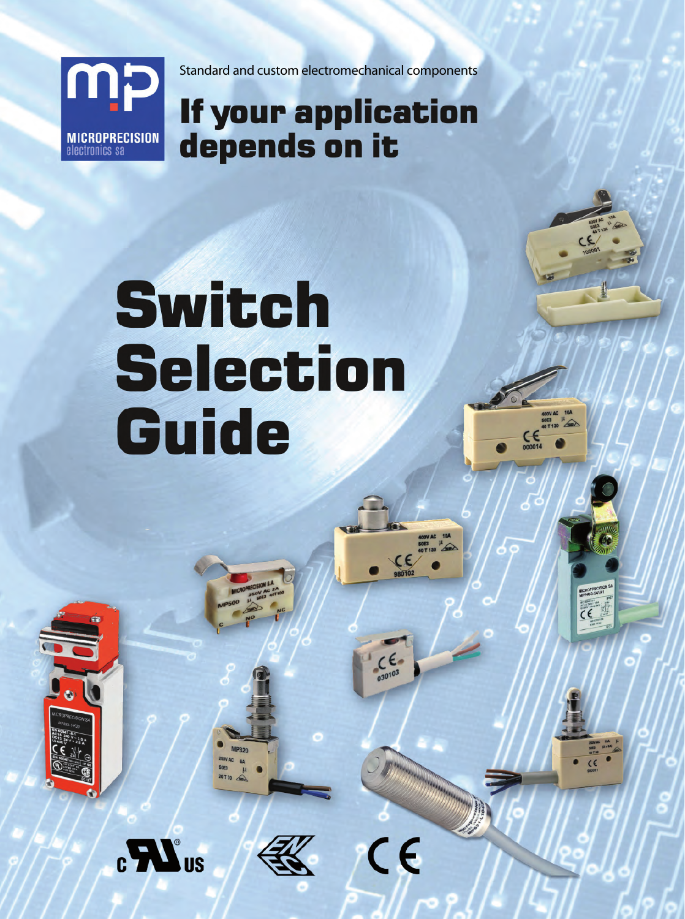MICROPRECISION electronics sa

Standard and custom electromechanical components

# If your application depends on it

# Switch Selection Guide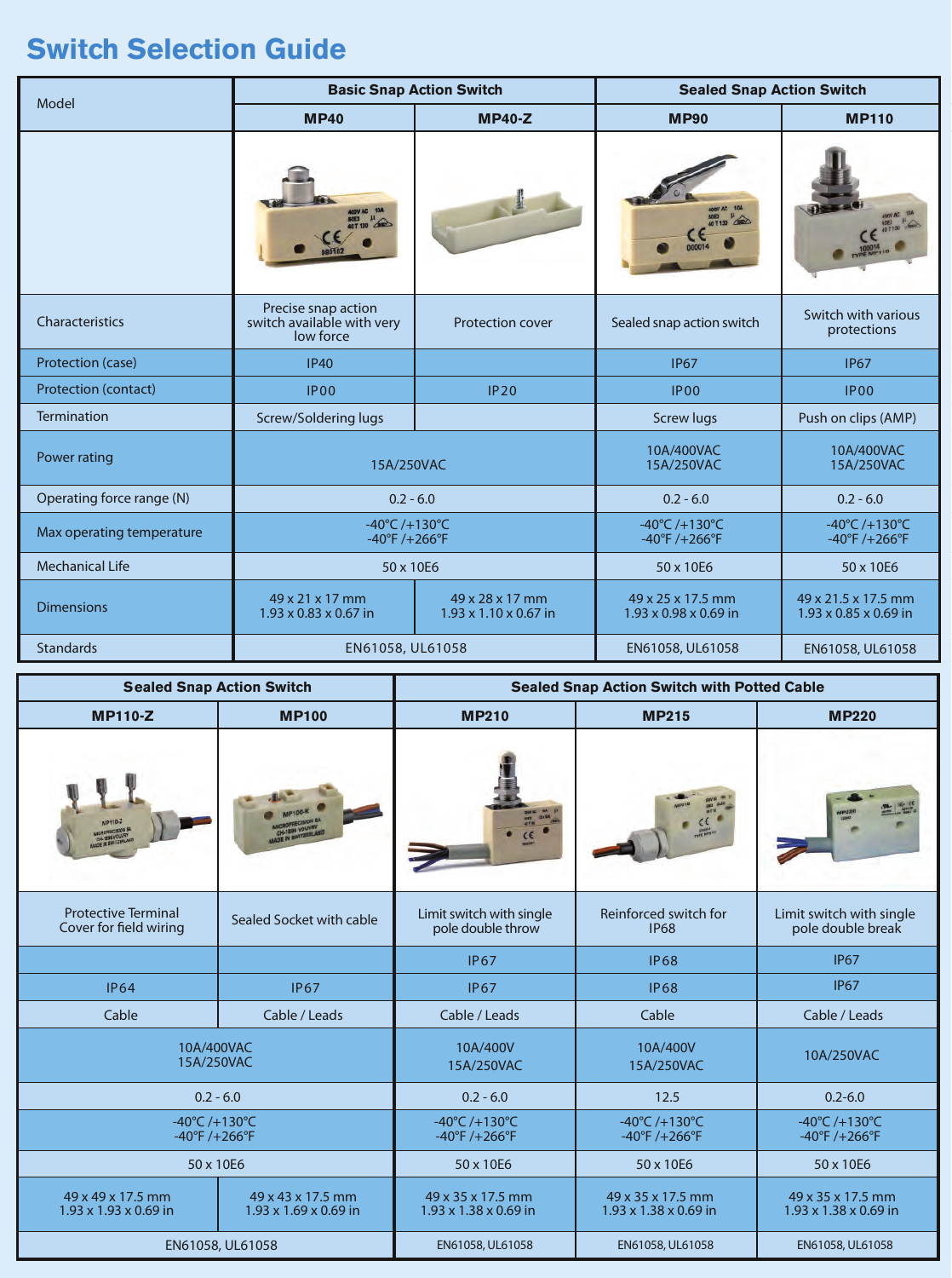# Switch Selection Guide

| Model | Basic Snap Action Switch | | Sealed Snap Action Switch | |
|---|---|---|---|---|
| | MP40 | MP40-Z | MP90 | MP110 |
| Characteristics | Precise snap action switch available with very low force | Protection cover | Sealed snap action switch | Switch with various protections |
| Protection (case) | IP40 | | IP67 | IP67 |
| Protection (contact) | IP00 | IP20 | IP00 | IP00 |
| Termination | Screw/Soldering lugs | | Screw lugs | Push on clips (AMP) |
| Power rating | 15A/250VAC | | 10A/400VAC 15A/250VAC | 10A/400VAC 15A/250VAC |
| Operating force range (N) | 0.2 - 6.0 | | 0.2 - 6.0 | 0.2 - 6.0 |
| Max operating temperature | -40°C /+130°C -40°F /+266°F | | -40°C /+130°C -40°F /+266°F | -40°C /+130°C -40°F /+266°F |
| Mechanical Life | 50 x 10E6 | | 50 x 10E6 | 50 x 10E6 |
| Dimensions | 49 x 21 x 17 mm 1.93 x 0.83 x 0.67 in | 49 x 28 x 17 mm 1.93 x 1.10 x 0.67 in | 49 x 25 x 17.5 mm 1.93 x 0.98 x 0.69 in | 49 x 21.5 x 17.5 mm 1.93 x 0.85 x 0.69 in |
| Standards | EN61058, UL61058 | | EN61058, UL61058 | EN61058, UL61058 |

| Sealed Snap Action Switch | | Sealed Snap Action Switch with Potted Cable | | |
|---|---|---|---|---|
| MP110-Z | MP100 | MP210 | MP215 | MP220 |
| Protective Terminal Cover for field wiring | Sealed Socket with cable | Limit switch with single pole double throw | Reinforced switch for IP68 | Limit switch with single pole double break |
| | | IP67 | IP68 | IP67 |
| IP64 | IP67 | IP67 | IP68 | IP67 |
| Cable | Cable / Leads | Cable / Leads | Cable | Cable / Leads |
| 10A/400VAC 15A/250VAC | | 10A/400V 15A/250VAC | 10A/400V 15A/250VAC | 10A/250VAC |
| 0.2 - 6.0 | | 0.2 - 6.0 | 12.5 | 0.2-6.0 |
| -40°C /+130°C -40°F /+266°F | | -40°C /+130°C -40°F /+266°F | -40°C /+130°C -40°F /+266°F | -40°C /+130°C -40°F /+266°F |
| 50 x 10E6 | | 50 x 10E6 | 50 x 10E6 | 50 x 10E6 |
| 49 x 49 x 17.5 mm 1.93 x 1.93 x 0.69 in | 49 x 43 x 17.5 mm 1.93 x 1.69 x 0.69 in | 49 x 35 x 17.5 mm 1.93 x 1.38 x 0.69 in | 49 x 35 x 17.5 mm 1.93 x 1.38 x 0.69 in | 49 x 35 x 17.5 mm 1.93 x 1.38 x 0.69 in |
| EN61058, UL61058 | | EN61058, UL61058 | EN61058, UL61058 | EN61058, UL61058 |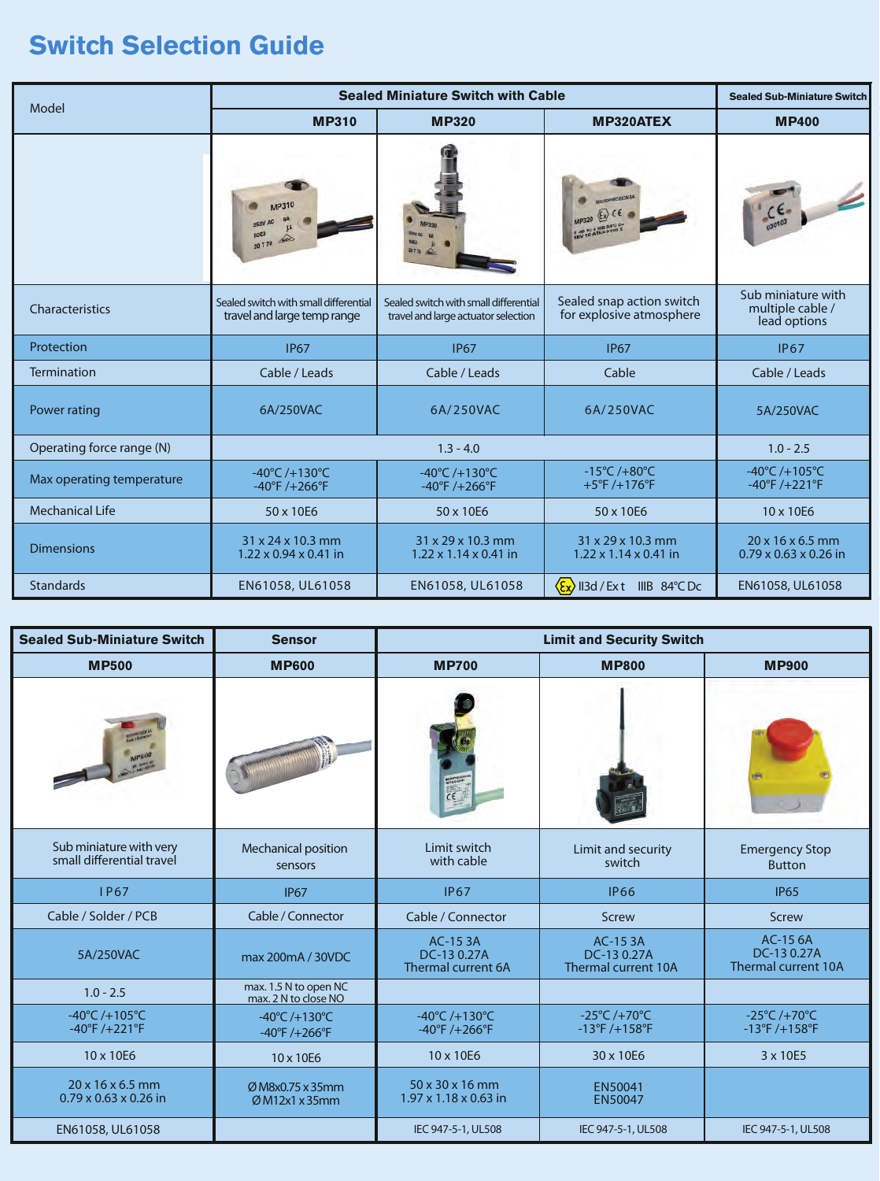# Switch Selection Guide

| Model | Sealed Miniature Switch with Cable | | | Sealed Sub-Miniature Switch |
|---|---|---|---|---|
| | MP310 | MP320 | MP320ATEX | MP400 |
| Characteristics | Sealed switch with small differential travel and large temp range | Sealed switch with small differential travel and large actuator selection | Sealed snap action switch for explosive atmosphere | Sub miniature with multiple cable / lead options |
| Protection | IP67 | IP67 | IP67 | IP67 |
| Termination | Cable / Leads | Cable / Leads | Cable | Cable / Leads |
| Power rating | 6A/250VAC | 6A/250VAC | 6A/250VAC | 5A/250VAC |
| Operating force range (N) | 1.3 - 4.0 | | | 1.0 - 2.5 |
| Max operating temperature | -40°C /+130°C<br>-40°F /+266°F | -40°C /+130°C<br>-40°F /+266°F | -15°C /+80°C<br>+5°F /+176°F | -40°C /+105°C<br>-40°F /+221°F |
| Mechanical Life | 50 x 10E6 | 50 x 10E6 | 50 x 10E6 | 10 x 10E6 |
| Dimensions | 31 x 24 x 10.3 mm<br>1.22 x 0.94 x 0.41 in | 31 x 29 x 10.3 mm<br>1.22 x 1.14 x 0.41 in | 31 x 29 x 10.3 mm<br>1.22 x 1.14 x 0.41 in | 20 x 16 x 6.5 mm<br>0.79 x 0.63 x 0.26 in |
| Standards | EN61058, UL61058 | EN61058, UL61058 | Ex II3d / Ex t IIIB 84°C Dc | EN61058, UL61058 |

| Sealed Sub-Miniature Switch | Sensor | Limit and Security Switch | | |
|---|---|---|---|---|
| MP500 | MP600 | MP700 | MP800 | MP900 |
| Sub miniature with very small differential travel | Mechanical position sensors | Limit switch with cable | Limit and security switch | Emergency Stop Button |
| IP67 | IP67 | IP67 | IP66 | IP65 |
| Cable / Solder / PCB | Cable / Connector | Cable / Connector | Screw | Screw |
| 5A/250VAC | max 200mA / 30VDC | AC-15 3A<br>DC-13 0.27A<br>Thermal current 6A | AC-15 3A<br>DC-13 0.27A<br>Thermal current 10A | AC-15 6A<br>DC-13 0.27A<br>Thermal current 10A |
| 1.0 - 2.5 | max. 1.5 N to open NC<br>max. 2 N to close NO | | | |
| -40°C /+105°C<br>-40°F /+221°F | -40°C /+130°C<br>-40°F /+266°F | -40°C /+130°C<br>-40°F /+266°F | -25°C /+70°C<br>-13°F /+158°F | -25°C /+70°C<br>-13°F /+158°F |
| 10 x 10E6 | 10 x 10E6 | 10 x 10E6 | 30 x 10E6 | 3 x 10E5 |
| 20 x 16 x 6.5 mm<br>0.79 x 0.63 x 0.26 in | Ø M8x0.75 x 35mm<br>Ø M12x1 x 35mm | 50 x 30 x 16 mm<br>1.97 x 1.18 x 0.63 in | EN50041<br>EN50047 | |
| EN61058, UL61058 | | IEC 947-5-1, UL508 | IEC 947-5-1, UL508 | IEC 947-5-1, UL508 |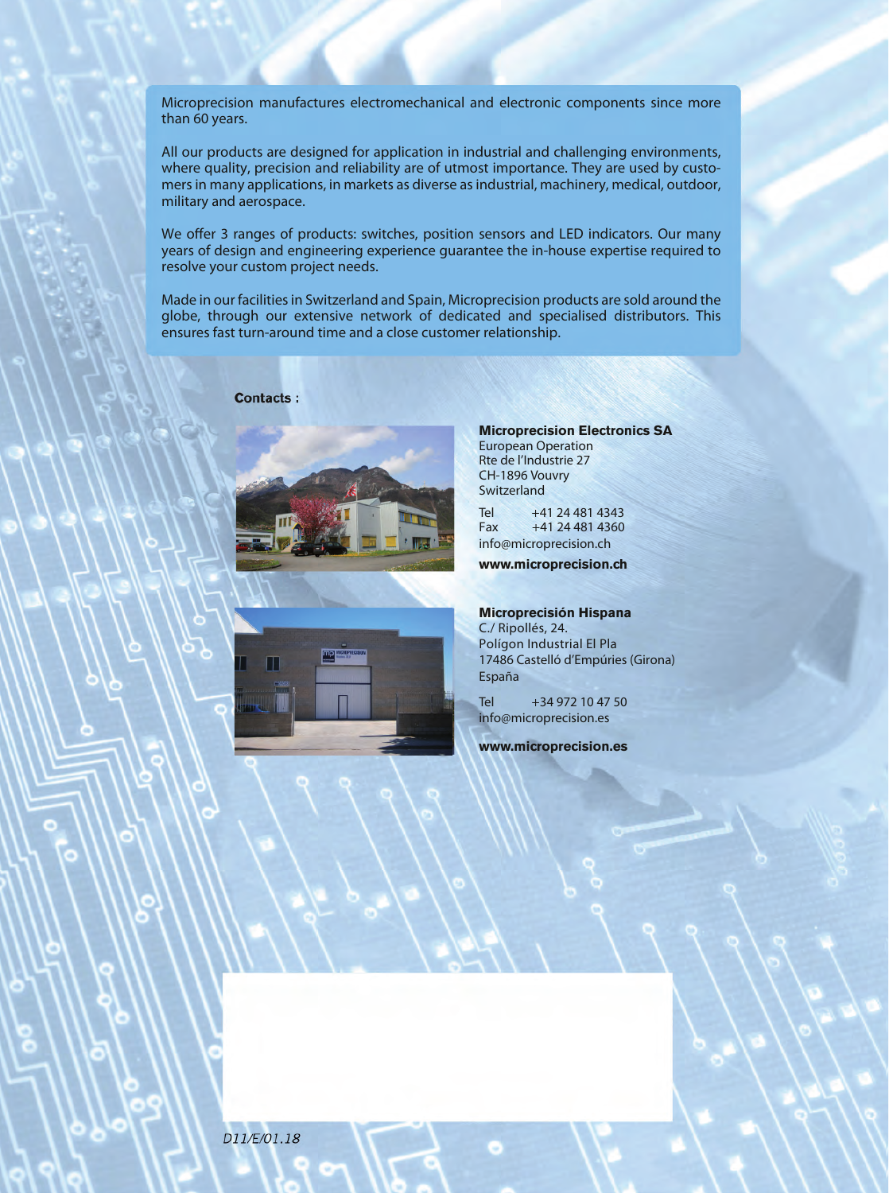Microprecision manufactures electromechanical and electronic components since more than 60 years.

All our products are designed for application in industrial and challenging environments, where quality, precision and reliability are of utmost importance. They are used by customers in many applications, in markets as diverse as industrial, machinery, medical, outdoor, military and aerospace.

We offer 3 ranges of products: switches, position sensors and LED indicators. Our many years of design and engineering experience guarantee the in-house expertise required to resolve your custom project needs.

Made in our facilities in Switzerland and Spain, Microprecision products are sold around the globe, through our extensive network of dedicated and specialised distributors. This ensures fast turn-around time and a close customer relationship.

**Contacts :**

**Microprecision Electronics SA**
European Operation
Rte de l'Industrie 27
CH-1896 Vouvry
Switzerland

Tel +41 24 481 4343
Fax +41 24 481 4360
info@microprecision.ch

**www.microprecision.ch**

**Microprecisión Hispana**
C./ Ripollés, 24.
Polígon Industrial El Pla
17486 Castelló d'Empúries (Girona)
España

Tel +34 972 10 47 50
info@microprecision.es

**www.microprecision.es**

*D11/E/01.18*